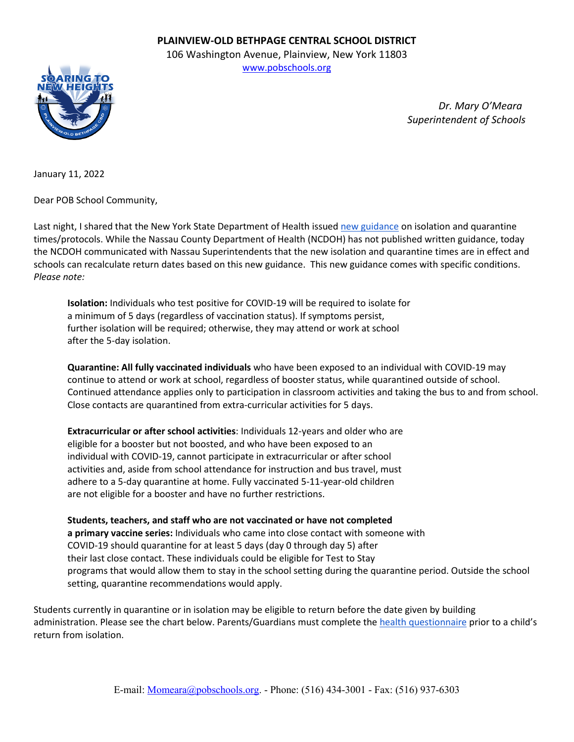**PLAINVIEW-OLD BETHPAGE CENTRAL SCHOOL DISTRICT**

106 Washington Avenue, Plainview, New York 11803

[www.pobschools.org](http://www.pobschools.org)

*Dr. Mary O'Meara*
*Superintendent of Schools*

January 11, 2022

Dear POB School Community,

Last night, I shared that the New York State Department of Health issued [new guidance](#) on isolation and quarantine times/protocols. While the Nassau County Department of Health (NCDOH) has not published written guidance, today the NCDOH communicated with Nassau Superintendents that the new isolation and quarantine times are in effect and schools can recalculate return dates based on this new guidance. This new guidance comes with specific conditions. *Please note:*

> **Isolation:** Individuals who test positive for COVID-19 will be required to isolate for a minimum of 5 days (regardless of vaccination status). If symptoms persist, further isolation will be required; otherwise, they may attend or work at school after the 5-day isolation.
>
> **Quarantine: All fully vaccinated individuals** who have been exposed to an individual with COVID-19 may continue to attend or work at school, regardless of booster status, while quarantined outside of school. Continued attendance applies only to participation in classroom activities and taking the bus to and from school. Close contacts are quarantined from extra-curricular activities for 5 days.
>
> **Extracurricular or after school activities**: Individuals 12-years and older who are eligible for a booster but not boosted, and who have been exposed to an individual with COVID-19, cannot participate in extracurricular or after school activities and, aside from school attendance for instruction and bus travel, must adhere to a 5-day quarantine at home. Fully vaccinated 5-11-year-old children are not eligible for a booster and have no further restrictions.
>
> **Students, teachers, and staff who are not vaccinated or have not completed a primary vaccine series:** Individuals who came into close contact with someone with COVID-19 should quarantine for at least 5 days (day 0 through day 5) after their last close contact. These individuals could be eligible for Test to Stay programs that would allow them to stay in the school setting during the quarantine period. Outside the school setting, quarantine recommendations would apply.

Students currently in quarantine or in isolation may be eligible to return before the date given by building administration. Please see the chart below. Parents/Guardians must complete the [health questionnaire](#) prior to a child's return from isolation.

E-mail: [Momeara@pobschools.org](mailto:Momeara@pobschools.org). - Phone: (516) 434-3001 - Fax: (516) 937-6303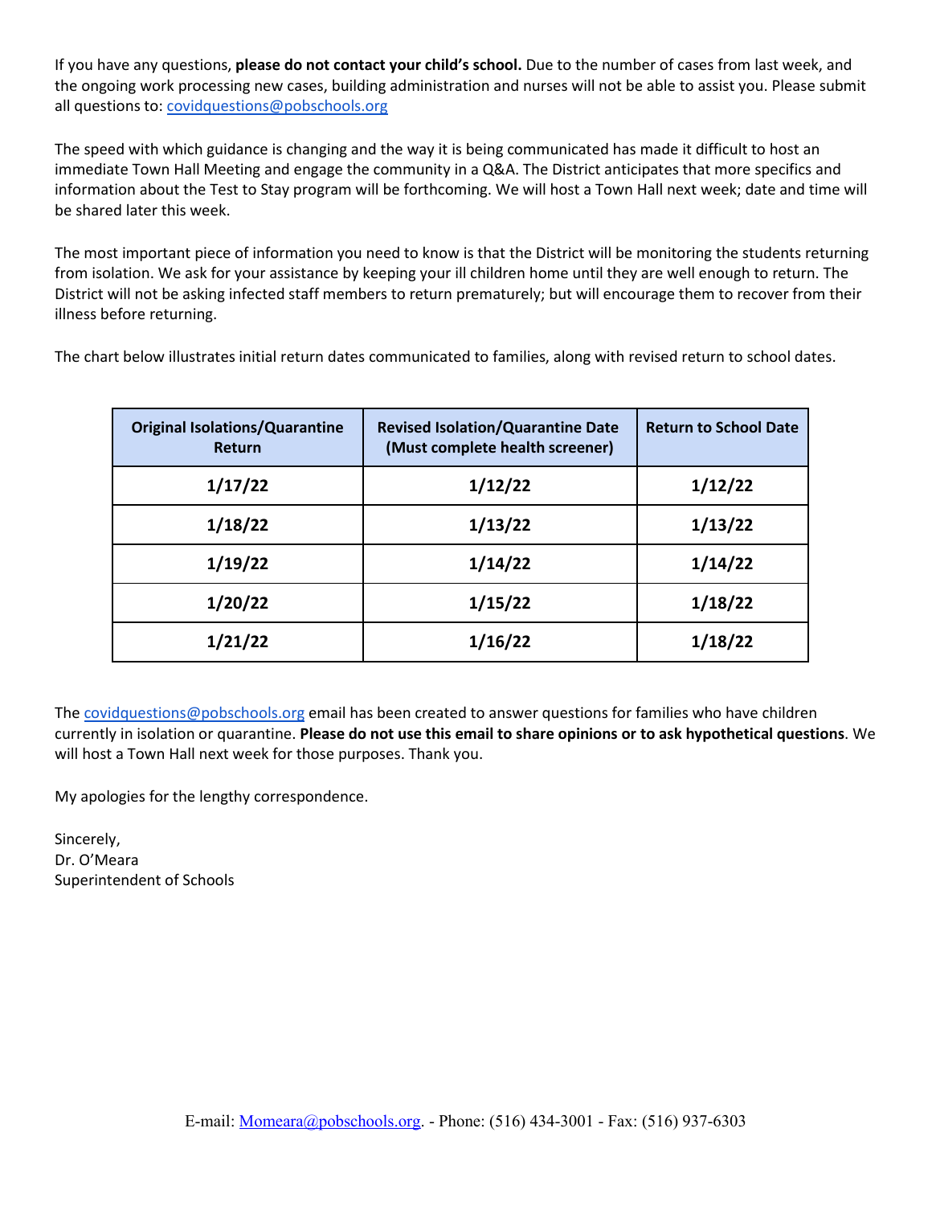If you have any questions, **please do not contact your child's school.** Due to the number of cases from last week, and the ongoing work processing new cases, building administration and nurses will not be able to assist you. Please submit all questions to: covidquestions@pobschools.org

The speed with which guidance is changing and the way it is being communicated has made it difficult to host an immediate Town Hall Meeting and engage the community in a Q&A. The District anticipates that more specifics and information about the Test to Stay program will be forthcoming. We will host a Town Hall next week; date and time will be shared later this week.

The most important piece of information you need to know is that the District will be monitoring the students returning from isolation. We ask for your assistance by keeping your ill children home until they are well enough to return. The District will not be asking infected staff members to return prematurely; but will encourage them to recover from their illness before returning.

The chart below illustrates initial return dates communicated to families, along with revised return to school dates.

| Original Isolations/Quarantine Return | Revised Isolation/Quarantine Date (Must complete health screener) | Return to School Date |
|---|---|---|
| 1/17/22 | 1/12/22 | 1/12/22 |
| 1/18/22 | 1/13/22 | 1/13/22 |
| 1/19/22 | 1/14/22 | 1/14/22 |
| 1/20/22 | 1/15/22 | 1/18/22 |
| 1/21/22 | 1/16/22 | 1/18/22 |

The covidquestions@pobschools.org email has been created to answer questions for families who have children currently in isolation or quarantine. **Please do not use this email to share opinions or to ask hypothetical questions**. We will host a Town Hall next week for those purposes. Thank you.

My apologies for the lengthy correspondence.

Sincerely,
Dr. O'Meara
Superintendent of Schools

E-mail: Momeara@pobschools.org. - Phone: (516) 434-3001 - Fax: (516) 937-6303